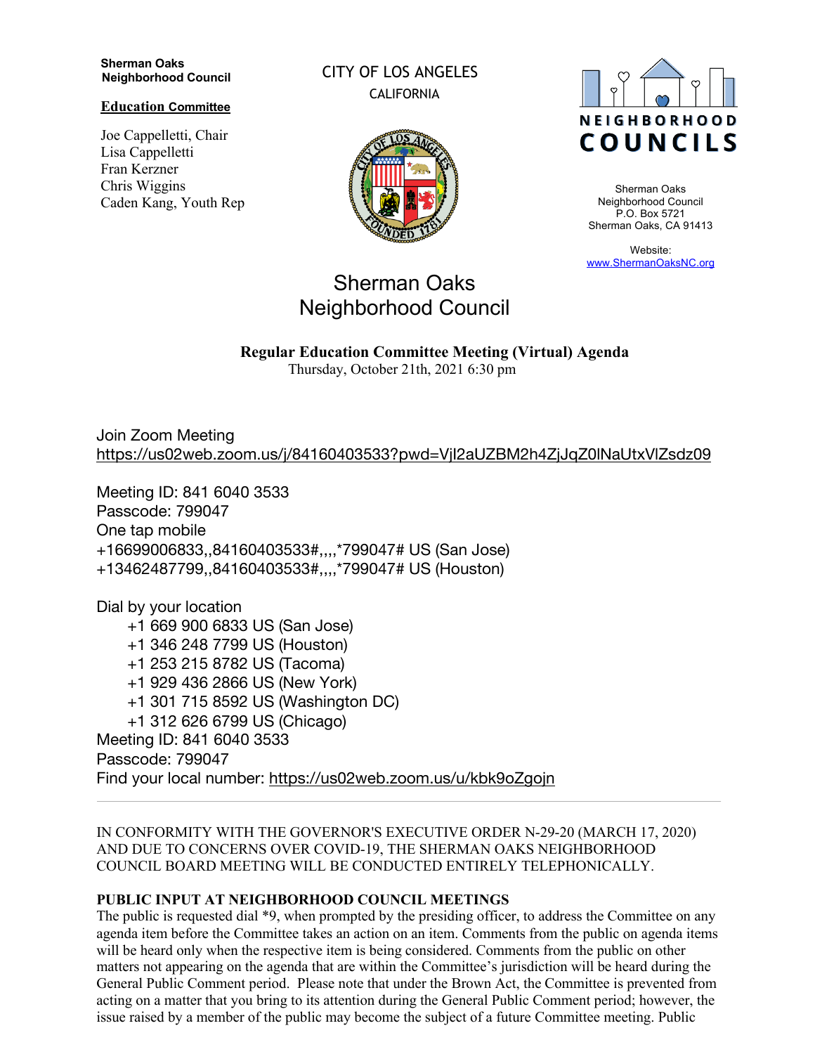**Sherman Oaks Neighborhood Council**

**Education Committee**

Joe Cappelletti, Chair
Lisa Cappelletti
Fran Kerzner
Chris Wiggins
Caden Kang, Youth Rep

CITY OF LOS ANGELES
CALIFORNIA

NEIGHBORHOOD COUNCILS

Sherman Oaks Neighborhood Council
P.O. Box 5721
Sherman Oaks, CA 91413

Website:
www.ShermanOaksNC.org

# Sherman Oaks Neighborhood Council

**Regular Education Committee Meeting (Virtual) Agenda**
Thursday, October 21th, 2021 6:30 pm

Join Zoom Meeting
https://us02web.zoom.us/j/84160403533?pwd=VjI2aUZBM2h4ZjJqZ0lNaUtxVlZsdz09

Meeting ID: 841 6040 3533
Passcode: 799047
One tap mobile
+16699006833,,84160403533#,,,,*799047# US (San Jose)
+13462487799,,84160403533#,,,,*799047# US (Houston)

Dial by your location
+1 669 900 6833 US (San Jose)
+1 346 248 7799 US (Houston)
+1 253 215 8782 US (Tacoma)
+1 929 436 2866 US (New York)
+1 301 715 8592 US (Washington DC)
+1 312 626 6799 US (Chicago)
Meeting ID: 841 6040 3533
Passcode: 799047
Find your local number: https://us02web.zoom.us/u/kbk9oZgojn

---

IN CONFORMITY WITH THE GOVERNOR'S EXECUTIVE ORDER N-29-20 (MARCH 17, 2020) AND DUE TO CONCERNS OVER COVID-19, THE SHERMAN OAKS NEIGHBORHOOD COUNCIL BOARD MEETING WILL BE CONDUCTED ENTIRELY TELEPHONICALLY.

**PUBLIC INPUT AT NEIGHBORHOOD COUNCIL MEETINGS**
The public is requested dial *9, when prompted by the presiding officer, to address the Committee on any agenda item before the Committee takes an action on an item. Comments from the public on agenda items will be heard only when the respective item is being considered. Comments from the public on other matters not appearing on the agenda that are within the Committee's jurisdiction will be heard during the General Public Comment period. Please note that under the Brown Act, the Committee is prevented from acting on a matter that you bring to its attention during the General Public Comment period; however, the issue raised by a member of the public may become the subject of a future Committee meeting. Public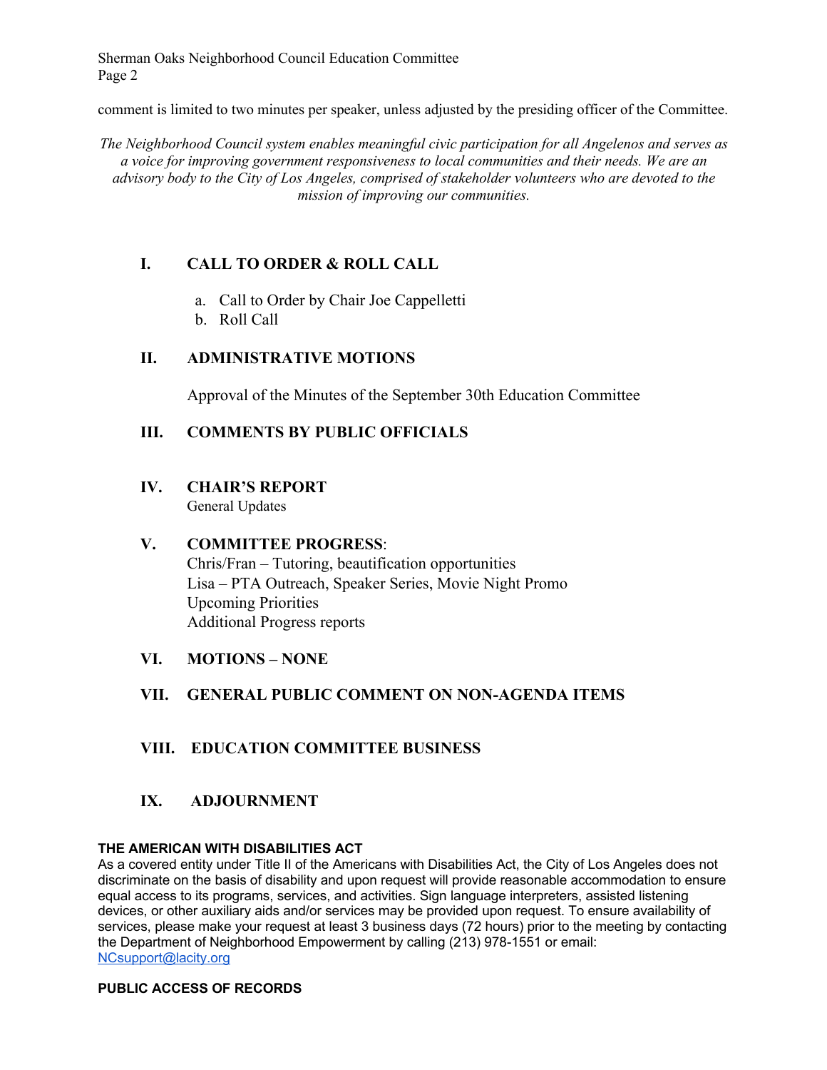comment is limited to two minutes per speaker, unless adjusted by the presiding officer of the Committee.

*The Neighborhood Council system enables meaningful civic participation for all Angelenos and serves as a voice for improving government responsiveness to local communities and their needs. We are an advisory body to the City of Los Angeles, comprised of stakeholder volunteers who are devoted to the mission of improving our communities.*

## I. CALL TO ORDER & ROLL CALL

a. Call to Order by Chair Joe Cappelletti
b. Roll Call

## II. ADMINISTRATIVE MOTIONS

Approval of the Minutes of the September 30th Education Committee

## III. COMMENTS BY PUBLIC OFFICIALS

## IV. CHAIR'S REPORT

General Updates

## V. COMMITTEE PROGRESS:

Chris/Fran – Tutoring, beautification opportunities
Lisa – PTA Outreach, Speaker Series, Movie Night Promo
Upcoming Priorities
Additional Progress reports

## VI. MOTIONS – NONE

## VII. GENERAL PUBLIC COMMENT ON NON-AGENDA ITEMS

## VIII. EDUCATION COMMITTEE BUSINESS

## IX. ADJOURNMENT

**THE AMERICAN WITH DISABILITIES ACT**

As a covered entity under Title II of the Americans with Disabilities Act, the City of Los Angeles does not discriminate on the basis of disability and upon request will provide reasonable accommodation to ensure equal access to its programs, services, and activities. Sign language interpreters, assisted listening devices, or other auxiliary aids and/or services may be provided upon request. To ensure availability of services, please make your request at least 3 business days (72 hours) prior to the meeting by contacting the Department of Neighborhood Empowerment by calling (213) 978-1551 or email: NCsupport@lacity.org

**PUBLIC ACCESS OF RECORDS**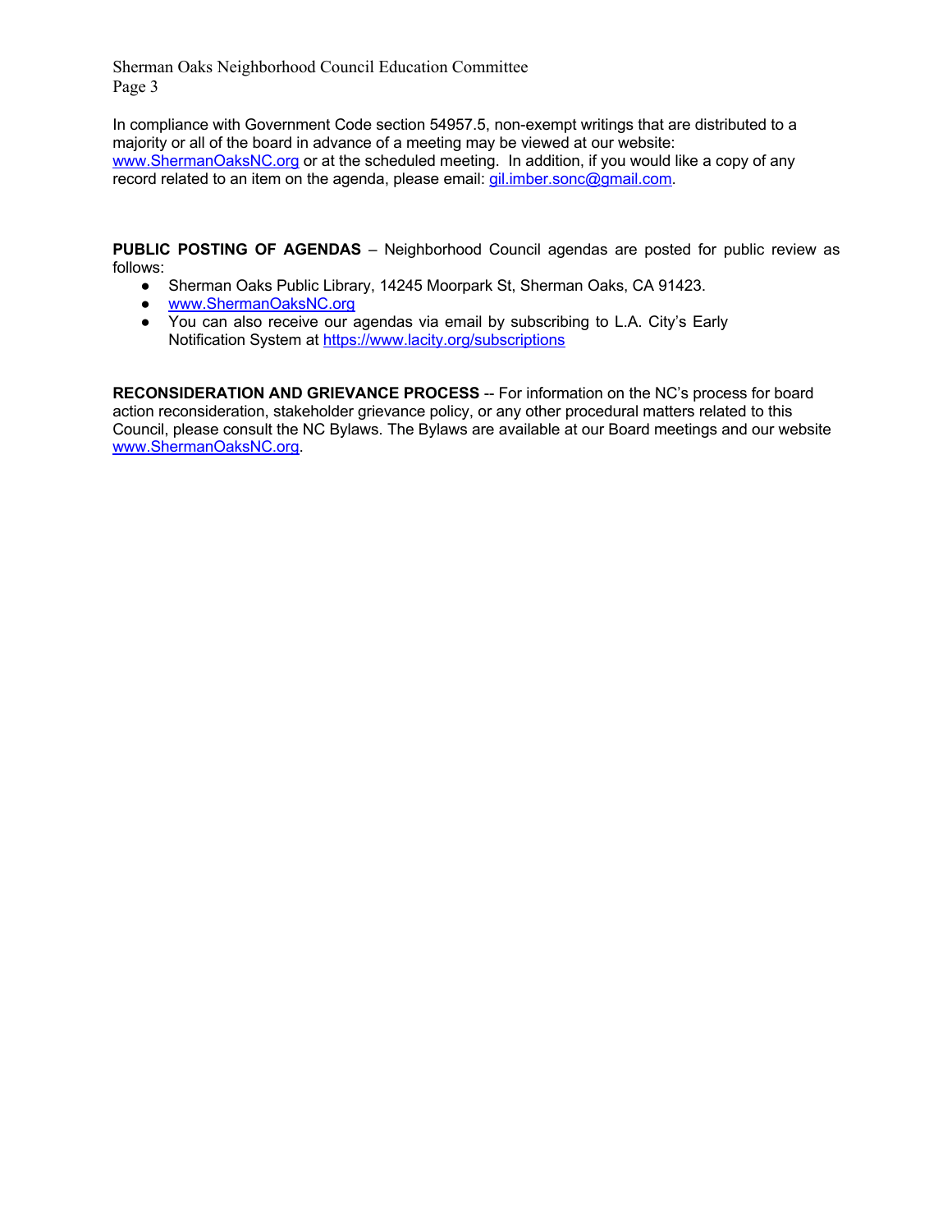In compliance with Government Code section 54957.5, non-exempt writings that are distributed to a majority or all of the board in advance of a meeting may be viewed at our website: www.ShermanOaksNC.org or at the scheduled meeting. In addition, if you would like a copy of any record related to an item on the agenda, please email: gil.imber.sonc@gmail.com.

**PUBLIC POSTING OF AGENDAS** – Neighborhood Council agendas are posted for public review as follows:

- Sherman Oaks Public Library, 14245 Moorpark St, Sherman Oaks, CA 91423.
- www.ShermanOaksNC.org
- You can also receive our agendas via email by subscribing to L.A. City's Early Notification System at https://www.lacity.org/subscriptions

**RECONSIDERATION AND GRIEVANCE PROCESS** -- For information on the NC's process for board action reconsideration, stakeholder grievance policy, or any other procedural matters related to this Council, please consult the NC Bylaws. The Bylaws are available at our Board meetings and our website www.ShermanOaksNC.org.